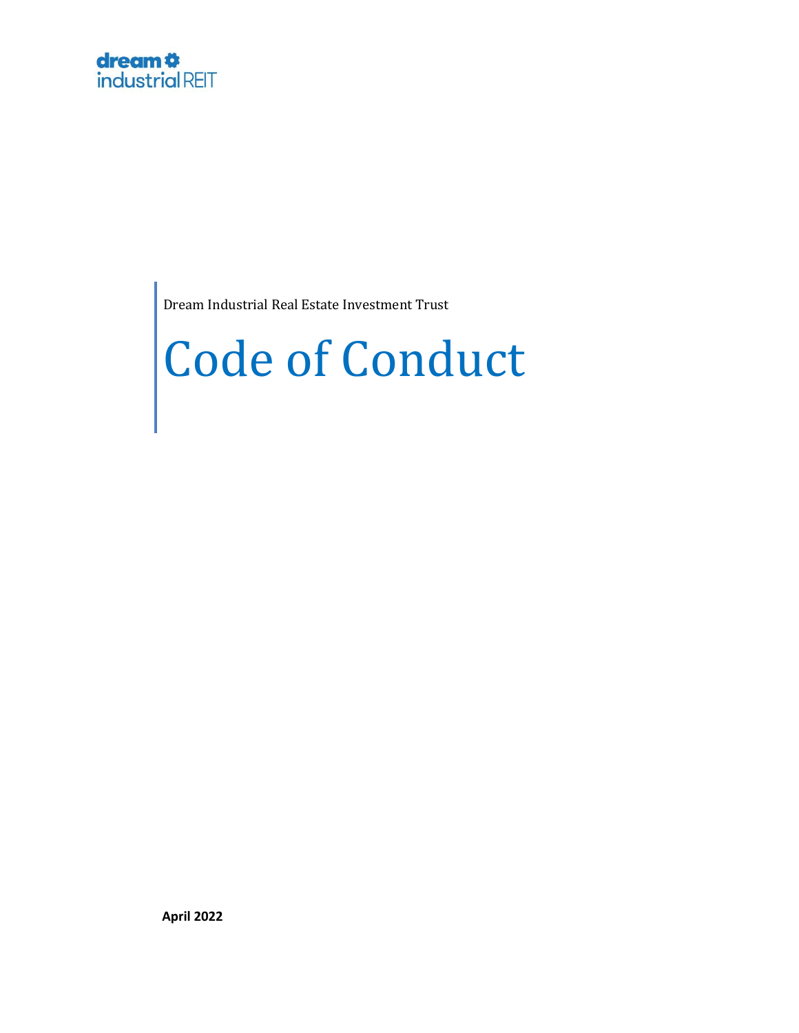dream industrial REIT

Dream Industrial Real Estate Investment Trust

# Code of Conduct

**April 2022**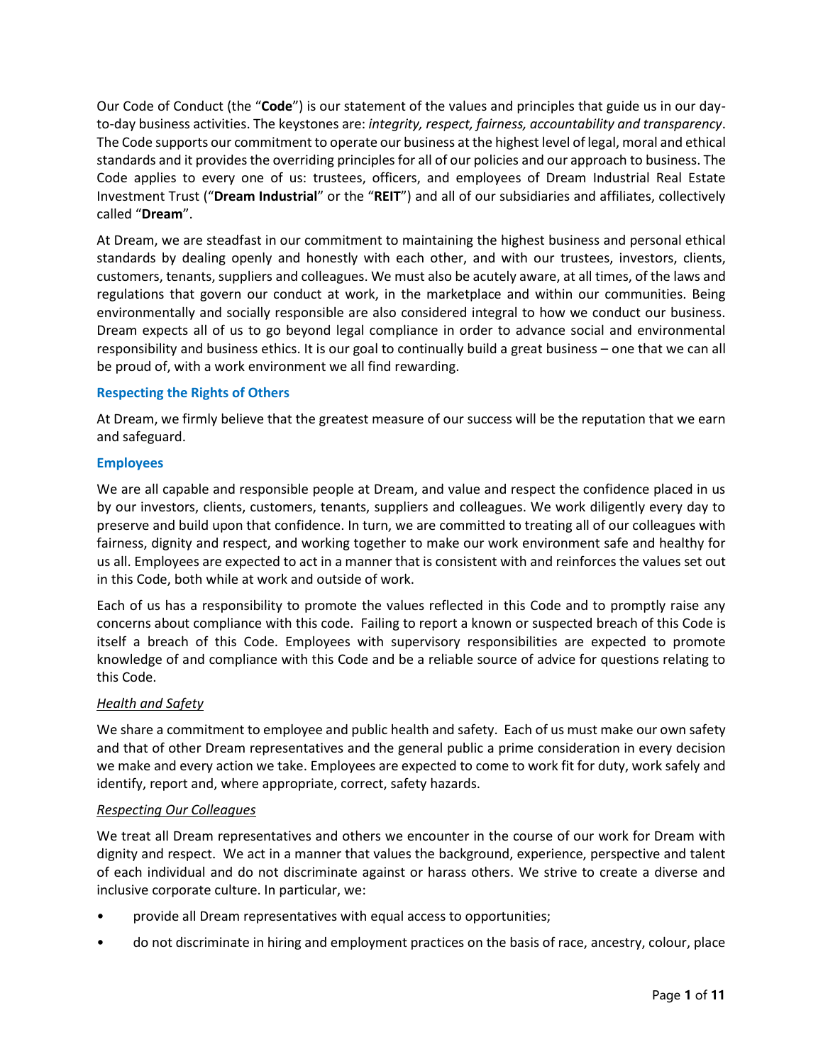Our Code of Conduct (the "**Code**") is our statement of the values and principles that guide us in our day-to-day business activities. The keystones are: *integrity, respect, fairness, accountability and transparency*. The Code supports our commitment to operate our business at the highest level of legal, moral and ethical standards and it provides the overriding principles for all of our policies and our approach to business. The Code applies to every one of us: trustees, officers, and employees of Dream Industrial Real Estate Investment Trust ("**Dream Industrial**" or the "**REIT**") and all of our subsidiaries and affiliates, collectively called "**Dream**".

At Dream, we are steadfast in our commitment to maintaining the highest business and personal ethical standards by dealing openly and honestly with each other, and with our trustees, investors, clients, customers, tenants, suppliers and colleagues. We must also be acutely aware, at all times, of the laws and regulations that govern our conduct at work, in the marketplace and within our communities. Being environmentally and socially responsible are also considered integral to how we conduct our business. Dream expects all of us to go beyond legal compliance in order to advance social and environmental responsibility and business ethics. It is our goal to continually build a great business – one that we can all be proud of, with a work environment we all find rewarding.

## Respecting the Rights of Others

At Dream, we firmly believe that the greatest measure of our success will be the reputation that we earn and safeguard.

## Employees

We are all capable and responsible people at Dream, and value and respect the confidence placed in us by our investors, clients, customers, tenants, suppliers and colleagues. We work diligently every day to preserve and build upon that confidence. In turn, we are committed to treating all of our colleagues with fairness, dignity and respect, and working together to make our work environment safe and healthy for us all. Employees are expected to act in a manner that is consistent with and reinforces the values set out in this Code, both while at work and outside of work.

Each of us has a responsibility to promote the values reflected in this Code and to promptly raise any concerns about compliance with this code. Failing to report a known or suspected breach of this Code is itself a breach of this Code. Employees with supervisory responsibilities are expected to promote knowledge of and compliance with this Code and be a reliable source of advice for questions relating to this Code.

### *Health and Safety*

We share a commitment to employee and public health and safety. Each of us must make our own safety and that of other Dream representatives and the general public a prime consideration in every decision we make and every action we take. Employees are expected to come to work fit for duty, work safely and identify, report and, where appropriate, correct, safety hazards.

### *Respecting Our Colleagues*

We treat all Dream representatives and others we encounter in the course of our work for Dream with dignity and respect. We act in a manner that values the background, experience, perspective and talent of each individual and do not discriminate against or harass others. We strive to create a diverse and inclusive corporate culture. In particular, we:

- provide all Dream representatives with equal access to opportunities;
- do not discriminate in hiring and employment practices on the basis of race, ancestry, colour, place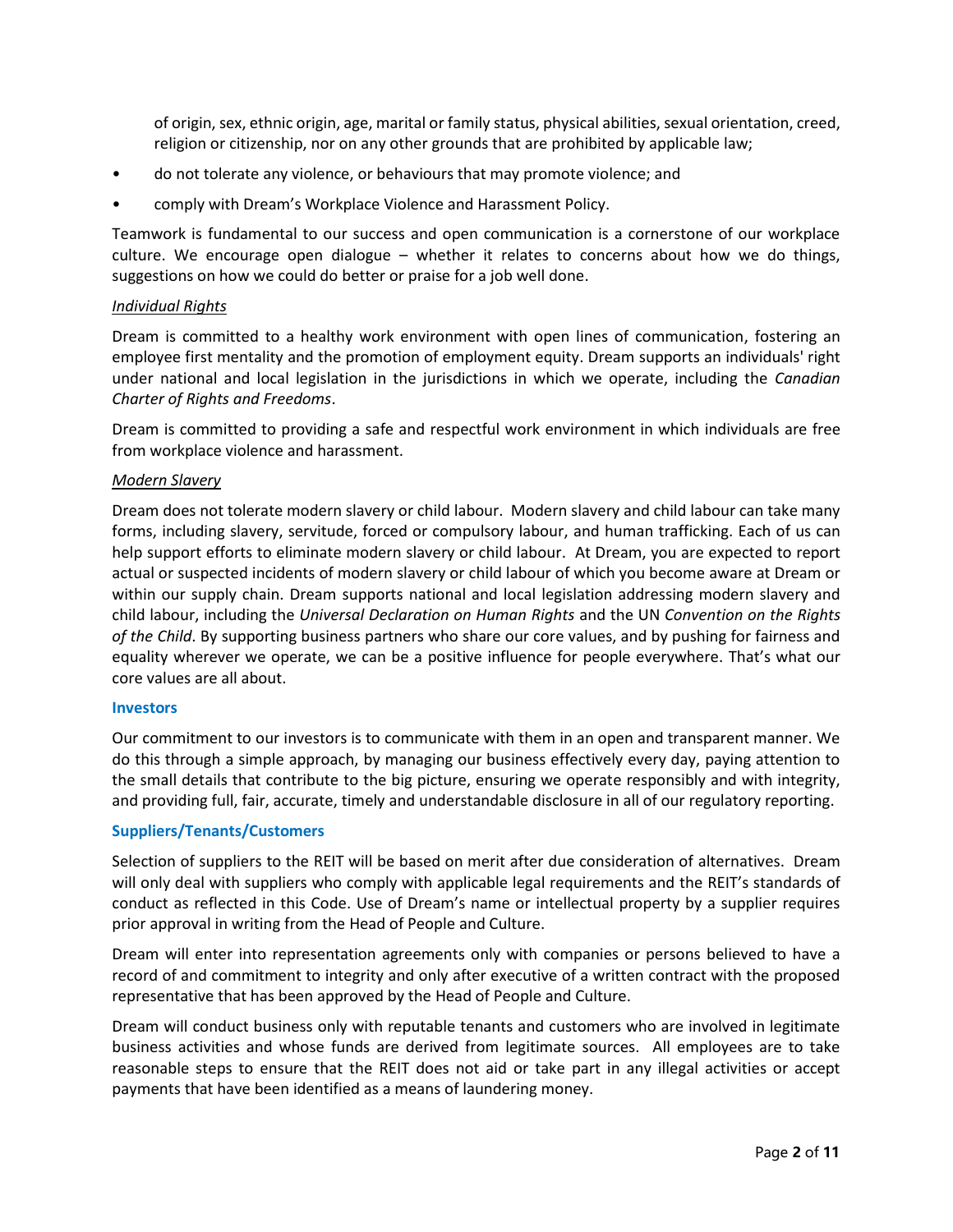of origin, sex, ethnic origin, age, marital or family status, physical abilities, sexual orientation, creed, religion or citizenship, nor on any other grounds that are prohibited by applicable law;

- do not tolerate any violence, or behaviours that may promote violence; and
- comply with Dream's Workplace Violence and Harassment Policy.

Teamwork is fundamental to our success and open communication is a cornerstone of our workplace culture. We encourage open dialogue – whether it relates to concerns about how we do things, suggestions on how we could do better or praise for a job well done.

*Individual Rights*

Dream is committed to a healthy work environment with open lines of communication, fostering an employee first mentality and the promotion of employment equity. Dream supports an individuals' right under national and local legislation in the jurisdictions in which we operate, including the *Canadian Charter of Rights and Freedoms*.

Dream is committed to providing a safe and respectful work environment in which individuals are free from workplace violence and harassment.

*Modern Slavery*

Dream does not tolerate modern slavery or child labour. Modern slavery and child labour can take many forms, including slavery, servitude, forced or compulsory labour, and human trafficking. Each of us can help support efforts to eliminate modern slavery or child labour. At Dream, you are expected to report actual or suspected incidents of modern slavery or child labour of which you become aware at Dream or within our supply chain. Dream supports national and local legislation addressing modern slavery and child labour, including the *Universal Declaration on Human Rights* and the UN *Convention on the Rights of the Child*. By supporting business partners who share our core values, and by pushing for fairness and equality wherever we operate, we can be a positive influence for people everywhere. That's what our core values are all about.

### Investors

Our commitment to our investors is to communicate with them in an open and transparent manner. We do this through a simple approach, by managing our business effectively every day, paying attention to the small details that contribute to the big picture, ensuring we operate responsibly and with integrity, and providing full, fair, accurate, timely and understandable disclosure in all of our regulatory reporting.

### Suppliers/Tenants/Customers

Selection of suppliers to the REIT will be based on merit after due consideration of alternatives. Dream will only deal with suppliers who comply with applicable legal requirements and the REIT's standards of conduct as reflected in this Code. Use of Dream's name or intellectual property by a supplier requires prior approval in writing from the Head of People and Culture.

Dream will enter into representation agreements only with companies or persons believed to have a record of and commitment to integrity and only after executive of a written contract with the proposed representative that has been approved by the Head of People and Culture.

Dream will conduct business only with reputable tenants and customers who are involved in legitimate business activities and whose funds are derived from legitimate sources. All employees are to take reasonable steps to ensure that the REIT does not aid or take part in any illegal activities or accept payments that have been identified as a means of laundering money.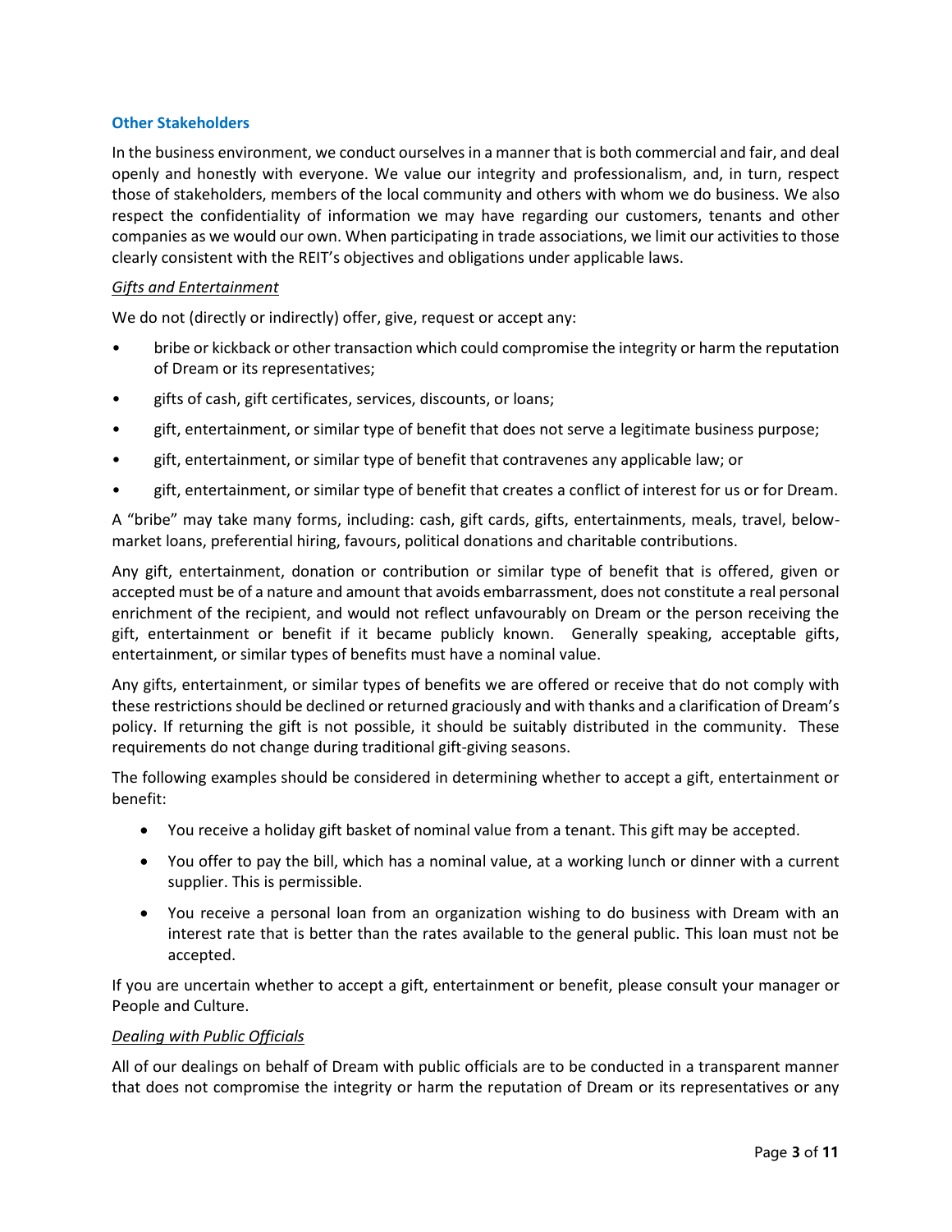### Other Stakeholders

In the business environment, we conduct ourselves in a manner that is both commercial and fair, and deal openly and honestly with everyone. We value our integrity and professionalism, and, in turn, respect those of stakeholders, members of the local community and others with whom we do business. We also respect the confidentiality of information we may have regarding our customers, tenants and other companies as we would our own. When participating in trade associations, we limit our activities to those clearly consistent with the REIT's objectives and obligations under applicable laws.

*Gifts and Entertainment*

We do not (directly or indirectly) offer, give, request or accept any:

- bribe or kickback or other transaction which could compromise the integrity or harm the reputation of Dream or its representatives;
- gifts of cash, gift certificates, services, discounts, or loans;
- gift, entertainment, or similar type of benefit that does not serve a legitimate business purpose;
- gift, entertainment, or similar type of benefit that contravenes any applicable law; or
- gift, entertainment, or similar type of benefit that creates a conflict of interest for us or for Dream.

A "bribe" may take many forms, including: cash, gift cards, gifts, entertainments, meals, travel, below-market loans, preferential hiring, favours, political donations and charitable contributions.

Any gift, entertainment, donation or contribution or similar type of benefit that is offered, given or accepted must be of a nature and amount that avoids embarrassment, does not constitute a real personal enrichment of the recipient, and would not reflect unfavourably on Dream or the person receiving the gift, entertainment or benefit if it became publicly known. Generally speaking, acceptable gifts, entertainment, or similar types of benefits must have a nominal value.

Any gifts, entertainment, or similar types of benefits we are offered or receive that do not comply with these restrictions should be declined or returned graciously and with thanks and a clarification of Dream's policy. If returning the gift is not possible, it should be suitably distributed in the community. These requirements do not change during traditional gift-giving seasons.

The following examples should be considered in determining whether to accept a gift, entertainment or benefit:

- You receive a holiday gift basket of nominal value from a tenant. This gift may be accepted.
- You offer to pay the bill, which has a nominal value, at a working lunch or dinner with a current supplier. This is permissible.
- You receive a personal loan from an organization wishing to do business with Dream with an interest rate that is better than the rates available to the general public. This loan must not be accepted.

If you are uncertain whether to accept a gift, entertainment or benefit, please consult your manager or People and Culture.

*Dealing with Public Officials*

All of our dealings on behalf of Dream with public officials are to be conducted in a transparent manner that does not compromise the integrity or harm the reputation of Dream or its representatives or any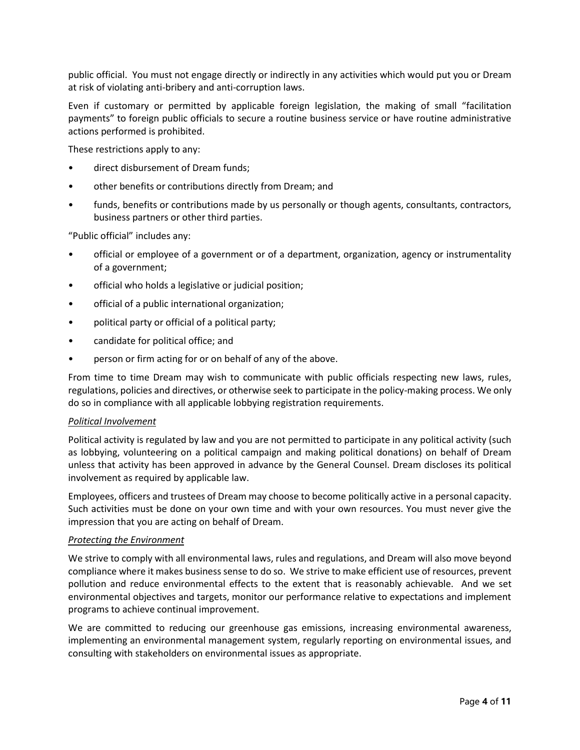public official. You must not engage directly or indirectly in any activities which would put you or Dream at risk of violating anti-bribery and anti-corruption laws.

Even if customary or permitted by applicable foreign legislation, the making of small "facilitation payments" to foreign public officials to secure a routine business service or have routine administrative actions performed is prohibited.

These restrictions apply to any:

- direct disbursement of Dream funds;
- other benefits or contributions directly from Dream; and
- funds, benefits or contributions made by us personally or though agents, consultants, contractors, business partners or other third parties.

"Public official" includes any:

- official or employee of a government or of a department, organization, agency or instrumentality of a government;
- official who holds a legislative or judicial position;
- official of a public international organization;
- political party or official of a political party;
- candidate for political office; and
- person or firm acting for or on behalf of any of the above.

From time to time Dream may wish to communicate with public officials respecting new laws, rules, regulations, policies and directives, or otherwise seek to participate in the policy-making process. We only do so in compliance with all applicable lobbying registration requirements.

*Political Involvement*

Political activity is regulated by law and you are not permitted to participate in any political activity (such as lobbying, volunteering on a political campaign and making political donations) on behalf of Dream unless that activity has been approved in advance by the General Counsel. Dream discloses its political involvement as required by applicable law.

Employees, officers and trustees of Dream may choose to become politically active in a personal capacity. Such activities must be done on your own time and with your own resources. You must never give the impression that you are acting on behalf of Dream.

*Protecting the Environment*

We strive to comply with all environmental laws, rules and regulations, and Dream will also move beyond compliance where it makes business sense to do so. We strive to make efficient use of resources, prevent pollution and reduce environmental effects to the extent that is reasonably achievable. And we set environmental objectives and targets, monitor our performance relative to expectations and implement programs to achieve continual improvement.

We are committed to reducing our greenhouse gas emissions, increasing environmental awareness, implementing an environmental management system, regularly reporting on environmental issues, and consulting with stakeholders on environmental issues as appropriate.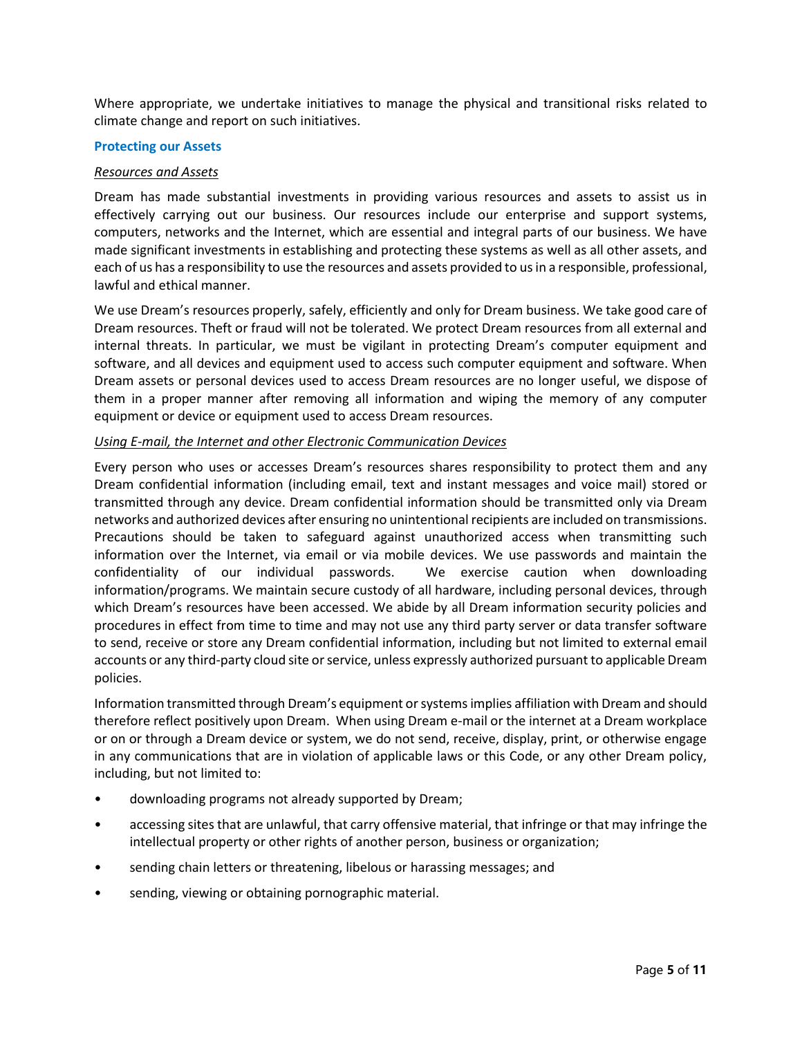Where appropriate, we undertake initiatives to manage the physical and transitional risks related to climate change and report on such initiatives.

### Protecting our Assets

*Resources and Assets*

Dream has made substantial investments in providing various resources and assets to assist us in effectively carrying out our business. Our resources include our enterprise and support systems, computers, networks and the Internet, which are essential and integral parts of our business. We have made significant investments in establishing and protecting these systems as well as all other assets, and each of us has a responsibility to use the resources and assets provided to us in a responsible, professional, lawful and ethical manner.

We use Dream's resources properly, safely, efficiently and only for Dream business. We take good care of Dream resources. Theft or fraud will not be tolerated. We protect Dream resources from all external and internal threats. In particular, we must be vigilant in protecting Dream's computer equipment and software, and all devices and equipment used to access such computer equipment and software. When Dream assets or personal devices used to access Dream resources are no longer useful, we dispose of them in a proper manner after removing all information and wiping the memory of any computer equipment or device or equipment used to access Dream resources.

*Using E-mail, the Internet and other Electronic Communication Devices*

Every person who uses or accesses Dream's resources shares responsibility to protect them and any Dream confidential information (including email, text and instant messages and voice mail) stored or transmitted through any device. Dream confidential information should be transmitted only via Dream networks and authorized devices after ensuring no unintentional recipients are included on transmissions. Precautions should be taken to safeguard against unauthorized access when transmitting such information over the Internet, via email or via mobile devices. We use passwords and maintain the confidentiality of our individual passwords. We exercise caution when downloading information/programs. We maintain secure custody of all hardware, including personal devices, through which Dream's resources have been accessed. We abide by all Dream information security policies and procedures in effect from time to time and may not use any third party server or data transfer software to send, receive or store any Dream confidential information, including but not limited to external email accounts or any third-party cloud site or service, unless expressly authorized pursuant to applicable Dream policies.

Information transmitted through Dream's equipment or systems implies affiliation with Dream and should therefore reflect positively upon Dream. When using Dream e-mail or the internet at a Dream workplace or on or through a Dream device or system, we do not send, receive, display, print, or otherwise engage in any communications that are in violation of applicable laws or this Code, or any other Dream policy, including, but not limited to:

- downloading programs not already supported by Dream;
- accessing sites that are unlawful, that carry offensive material, that infringe or that may infringe the intellectual property or other rights of another person, business or organization;
- sending chain letters or threatening, libelous or harassing messages; and
- sending, viewing or obtaining pornographic material.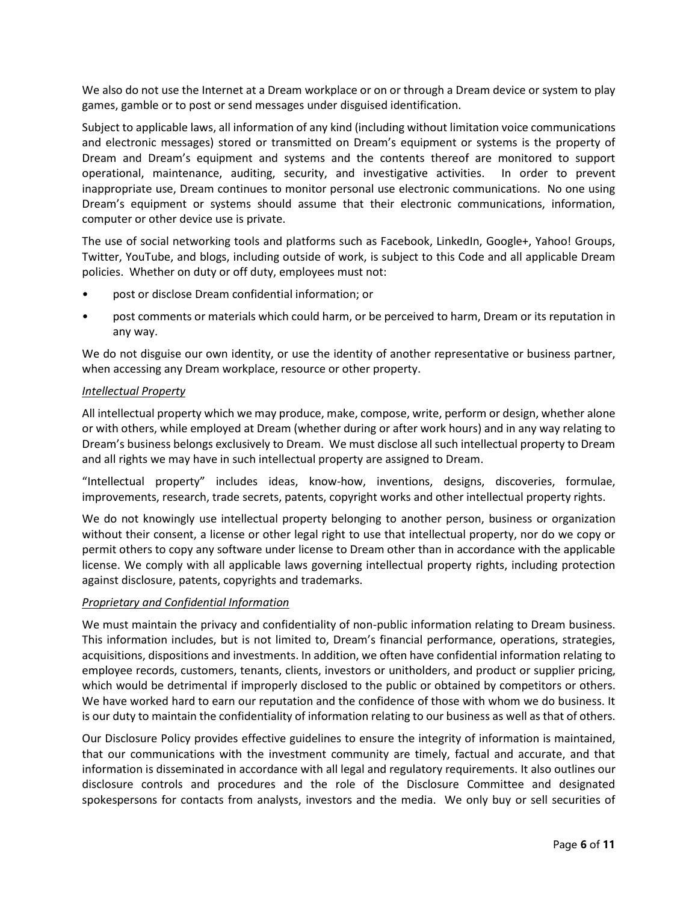We also do not use the Internet at a Dream workplace or on or through a Dream device or system to play games, gamble or to post or send messages under disguised identification.

Subject to applicable laws, all information of any kind (including without limitation voice communications and electronic messages) stored or transmitted on Dream's equipment or systems is the property of Dream and Dream's equipment and systems and the contents thereof are monitored to support operational, maintenance, auditing, security, and investigative activities. In order to prevent inappropriate use, Dream continues to monitor personal use electronic communications. No one using Dream's equipment or systems should assume that their electronic communications, information, computer or other device use is private.

The use of social networking tools and platforms such as Facebook, LinkedIn, Google+, Yahoo! Groups, Twitter, YouTube, and blogs, including outside of work, is subject to this Code and all applicable Dream policies. Whether on duty or off duty, employees must not:

- post or disclose Dream confidential information; or
- post comments or materials which could harm, or be perceived to harm, Dream or its reputation in any way.

We do not disguise our own identity, or use the identity of another representative or business partner, when accessing any Dream workplace, resource or other property.

*Intellectual Property*

All intellectual property which we may produce, make, compose, write, perform or design, whether alone or with others, while employed at Dream (whether during or after work hours) and in any way relating to Dream's business belongs exclusively to Dream. We must disclose all such intellectual property to Dream and all rights we may have in such intellectual property are assigned to Dream.

"Intellectual property" includes ideas, know-how, inventions, designs, discoveries, formulae, improvements, research, trade secrets, patents, copyright works and other intellectual property rights.

We do not knowingly use intellectual property belonging to another person, business or organization without their consent, a license or other legal right to use that intellectual property, nor do we copy or permit others to copy any software under license to Dream other than in accordance with the applicable license. We comply with all applicable laws governing intellectual property rights, including protection against disclosure, patents, copyrights and trademarks.

*Proprietary and Confidential Information*

We must maintain the privacy and confidentiality of non-public information relating to Dream business. This information includes, but is not limited to, Dream's financial performance, operations, strategies, acquisitions, dispositions and investments. In addition, we often have confidential information relating to employee records, customers, tenants, clients, investors or unitholders, and product or supplier pricing, which would be detrimental if improperly disclosed to the public or obtained by competitors or others. We have worked hard to earn our reputation and the confidence of those with whom we do business. It is our duty to maintain the confidentiality of information relating to our business as well as that of others.

Our Disclosure Policy provides effective guidelines to ensure the integrity of information is maintained, that our communications with the investment community are timely, factual and accurate, and that information is disseminated in accordance with all legal and regulatory requirements. It also outlines our disclosure controls and procedures and the role of the Disclosure Committee and designated spokespersons for contacts from analysts, investors and the media. We only buy or sell securities of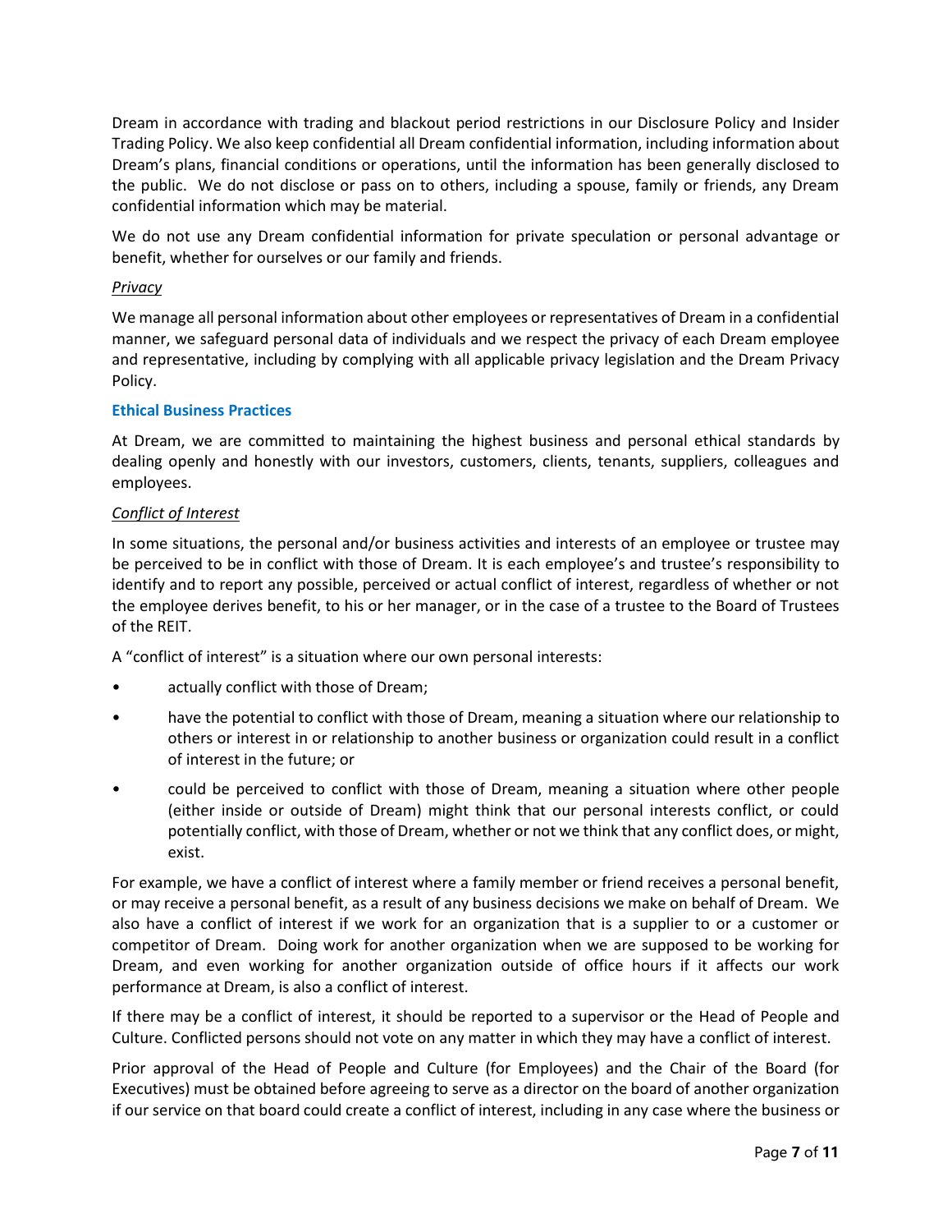Dream in accordance with trading and blackout period restrictions in our Disclosure Policy and Insider Trading Policy. We also keep confidential all Dream confidential information, including information about Dream's plans, financial conditions or operations, until the information has been generally disclosed to the public. We do not disclose or pass on to others, including a spouse, family or friends, any Dream confidential information which may be material.

We do not use any Dream confidential information for private speculation or personal advantage or benefit, whether for ourselves or our family and friends.

*Privacy*

We manage all personal information about other employees or representatives of Dream in a confidential manner, we safeguard personal data of individuals and we respect the privacy of each Dream employee and representative, including by complying with all applicable privacy legislation and the Dream Privacy Policy.

### Ethical Business Practices

At Dream, we are committed to maintaining the highest business and personal ethical standards by dealing openly and honestly with our investors, customers, clients, tenants, suppliers, colleagues and employees.

*Conflict of Interest*

In some situations, the personal and/or business activities and interests of an employee or trustee may be perceived to be in conflict with those of Dream. It is each employee's and trustee's responsibility to identify and to report any possible, perceived or actual conflict of interest, regardless of whether or not the employee derives benefit, to his or her manager, or in the case of a trustee to the Board of Trustees of the REIT.

A "conflict of interest" is a situation where our own personal interests:

- actually conflict with those of Dream;
- have the potential to conflict with those of Dream, meaning a situation where our relationship to others or interest in or relationship to another business or organization could result in a conflict of interest in the future; or
- could be perceived to conflict with those of Dream, meaning a situation where other people (either inside or outside of Dream) might think that our personal interests conflict, or could potentially conflict, with those of Dream, whether or not we think that any conflict does, or might, exist.

For example, we have a conflict of interest where a family member or friend receives a personal benefit, or may receive a personal benefit, as a result of any business decisions we make on behalf of Dream. We also have a conflict of interest if we work for an organization that is a supplier to or a customer or competitor of Dream. Doing work for another organization when we are supposed to be working for Dream, and even working for another organization outside of office hours if it affects our work performance at Dream, is also a conflict of interest.

If there may be a conflict of interest, it should be reported to a supervisor or the Head of People and Culture. Conflicted persons should not vote on any matter in which they may have a conflict of interest.

Prior approval of the Head of People and Culture (for Employees) and the Chair of the Board (for Executives) must be obtained before agreeing to serve as a director on the board of another organization if our service on that board could create a conflict of interest, including in any case where the business or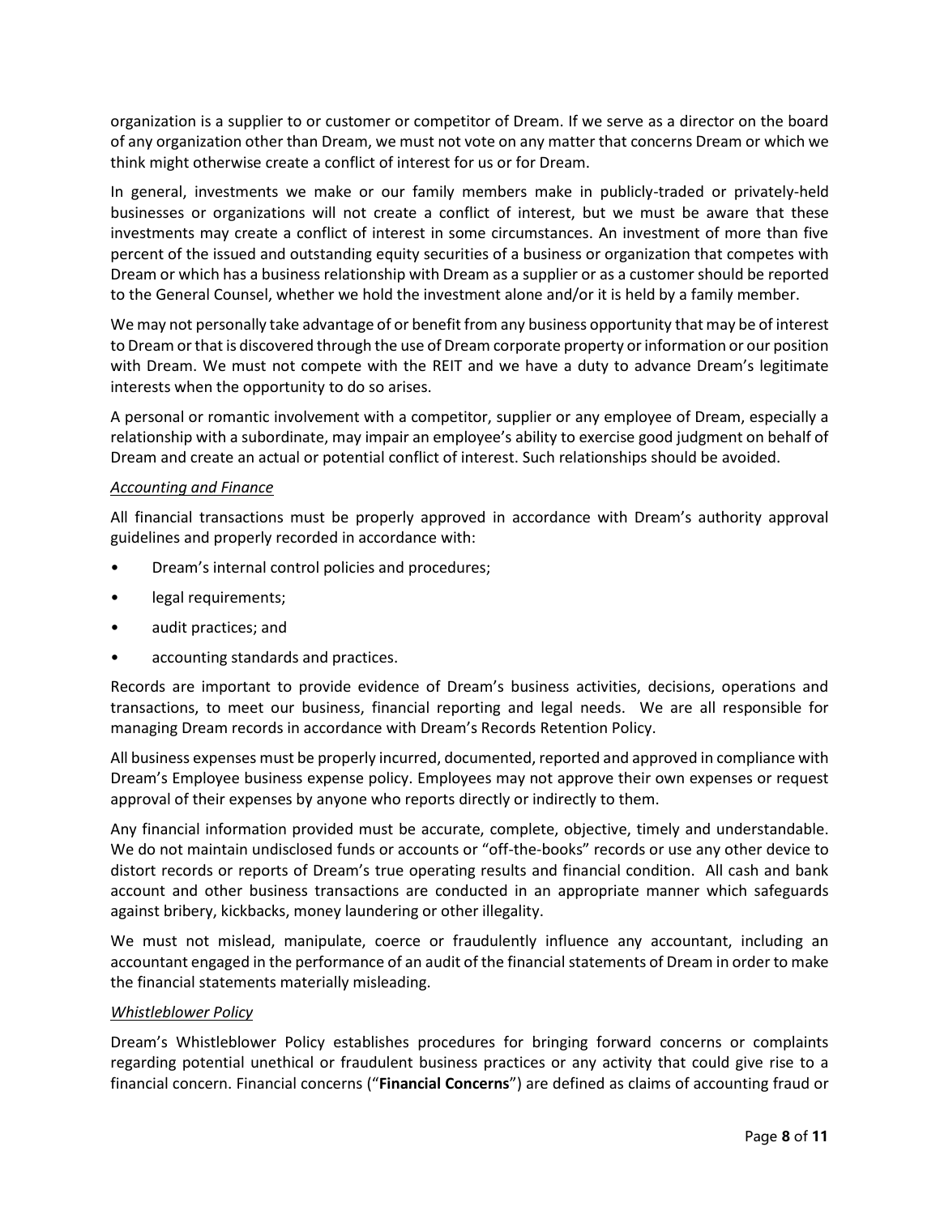organization is a supplier to or customer or competitor of Dream. If we serve as a director on the board of any organization other than Dream, we must not vote on any matter that concerns Dream or which we think might otherwise create a conflict of interest for us or for Dream.

In general, investments we make or our family members make in publicly-traded or privately-held businesses or organizations will not create a conflict of interest, but we must be aware that these investments may create a conflict of interest in some circumstances. An investment of more than five percent of the issued and outstanding equity securities of a business or organization that competes with Dream or which has a business relationship with Dream as a supplier or as a customer should be reported to the General Counsel, whether we hold the investment alone and/or it is held by a family member.

We may not personally take advantage of or benefit from any business opportunity that may be of interest to Dream or that is discovered through the use of Dream corporate property or information or our position with Dream. We must not compete with the REIT and we have a duty to advance Dream's legitimate interests when the opportunity to do so arises.

A personal or romantic involvement with a competitor, supplier or any employee of Dream, especially a relationship with a subordinate, may impair an employee's ability to exercise good judgment on behalf of Dream and create an actual or potential conflict of interest. Such relationships should be avoided.

*Accounting and Finance*

All financial transactions must be properly approved in accordance with Dream's authority approval guidelines and properly recorded in accordance with:

- Dream's internal control policies and procedures;
- legal requirements;
- audit practices; and
- accounting standards and practices.

Records are important to provide evidence of Dream's business activities, decisions, operations and transactions, to meet our business, financial reporting and legal needs. We are all responsible for managing Dream records in accordance with Dream's Records Retention Policy.

All business expenses must be properly incurred, documented, reported and approved in compliance with Dream's Employee business expense policy. Employees may not approve their own expenses or request approval of their expenses by anyone who reports directly or indirectly to them.

Any financial information provided must be accurate, complete, objective, timely and understandable. We do not maintain undisclosed funds or accounts or "off-the-books" records or use any other device to distort records or reports of Dream's true operating results and financial condition. All cash and bank account and other business transactions are conducted in an appropriate manner which safeguards against bribery, kickbacks, money laundering or other illegality.

We must not mislead, manipulate, coerce or fraudulently influence any accountant, including an accountant engaged in the performance of an audit of the financial statements of Dream in order to make the financial statements materially misleading.

*Whistleblower Policy*

Dream's Whistleblower Policy establishes procedures for bringing forward concerns or complaints regarding potential unethical or fraudulent business practices or any activity that could give rise to a financial concern. Financial concerns ("**Financial Concerns**") are defined as claims of accounting fraud or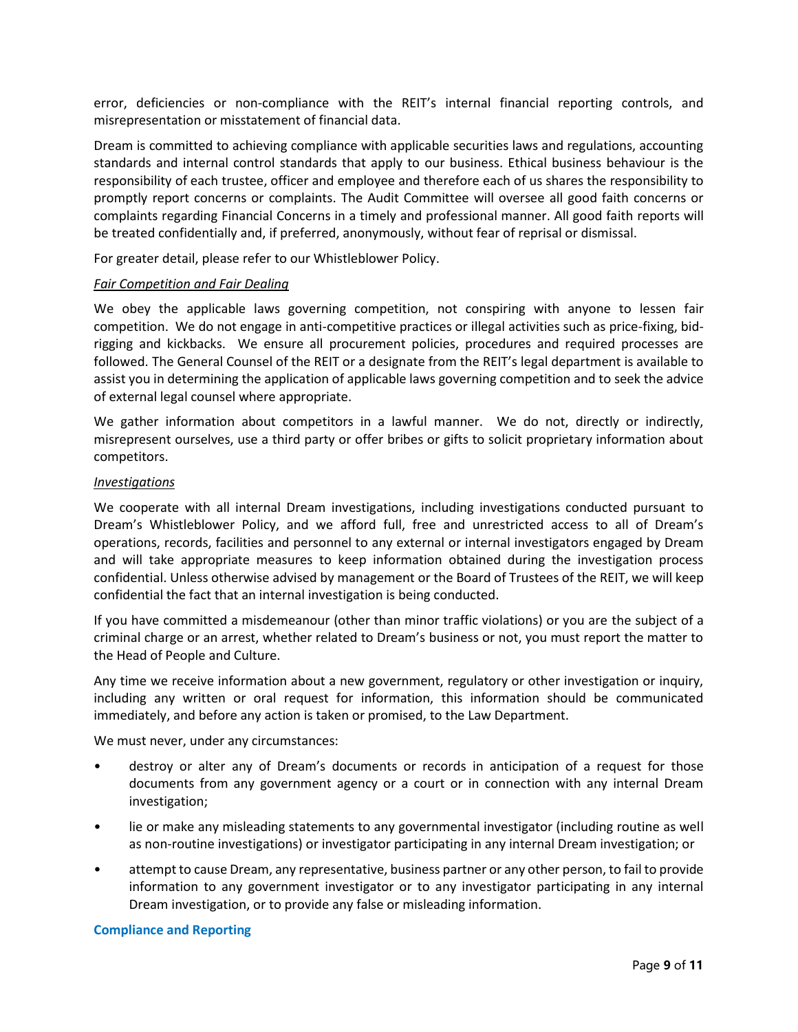error, deficiencies or non-compliance with the REIT's internal financial reporting controls, and misrepresentation or misstatement of financial data.

Dream is committed to achieving compliance with applicable securities laws and regulations, accounting standards and internal control standards that apply to our business. Ethical business behaviour is the responsibility of each trustee, officer and employee and therefore each of us shares the responsibility to promptly report concerns or complaints. The Audit Committee will oversee all good faith concerns or complaints regarding Financial Concerns in a timely and professional manner. All good faith reports will be treated confidentially and, if preferred, anonymously, without fear of reprisal or dismissal.

For greater detail, please refer to our Whistleblower Policy.

*Fair Competition and Fair Dealing*

We obey the applicable laws governing competition, not conspiring with anyone to lessen fair competition. We do not engage in anti-competitive practices or illegal activities such as price-fixing, bid-rigging and kickbacks. We ensure all procurement policies, procedures and required processes are followed. The General Counsel of the REIT or a designate from the REIT's legal department is available to assist you in determining the application of applicable laws governing competition and to seek the advice of external legal counsel where appropriate.

We gather information about competitors in a lawful manner. We do not, directly or indirectly, misrepresent ourselves, use a third party or offer bribes or gifts to solicit proprietary information about competitors.

*Investigations*

We cooperate with all internal Dream investigations, including investigations conducted pursuant to Dream's Whistleblower Policy, and we afford full, free and unrestricted access to all of Dream's operations, records, facilities and personnel to any external or internal investigators engaged by Dream and will take appropriate measures to keep information obtained during the investigation process confidential. Unless otherwise advised by management or the Board of Trustees of the REIT, we will keep confidential the fact that an internal investigation is being conducted.

If you have committed a misdemeanour (other than minor traffic violations) or you are the subject of a criminal charge or an arrest, whether related to Dream's business or not, you must report the matter to the Head of People and Culture.

Any time we receive information about a new government, regulatory or other investigation or inquiry, including any written or oral request for information, this information should be communicated immediately, and before any action is taken or promised, to the Law Department.

We must never, under any circumstances:

- destroy or alter any of Dream's documents or records in anticipation of a request for those documents from any government agency or a court or in connection with any internal Dream investigation;
- lie or make any misleading statements to any governmental investigator (including routine as well as non-routine investigations) or investigator participating in any internal Dream investigation; or
- attempt to cause Dream, any representative, business partner or any other person, to fail to provide information to any government investigator or to any investigator participating in any internal Dream investigation, or to provide any false or misleading information.

## Compliance and Reporting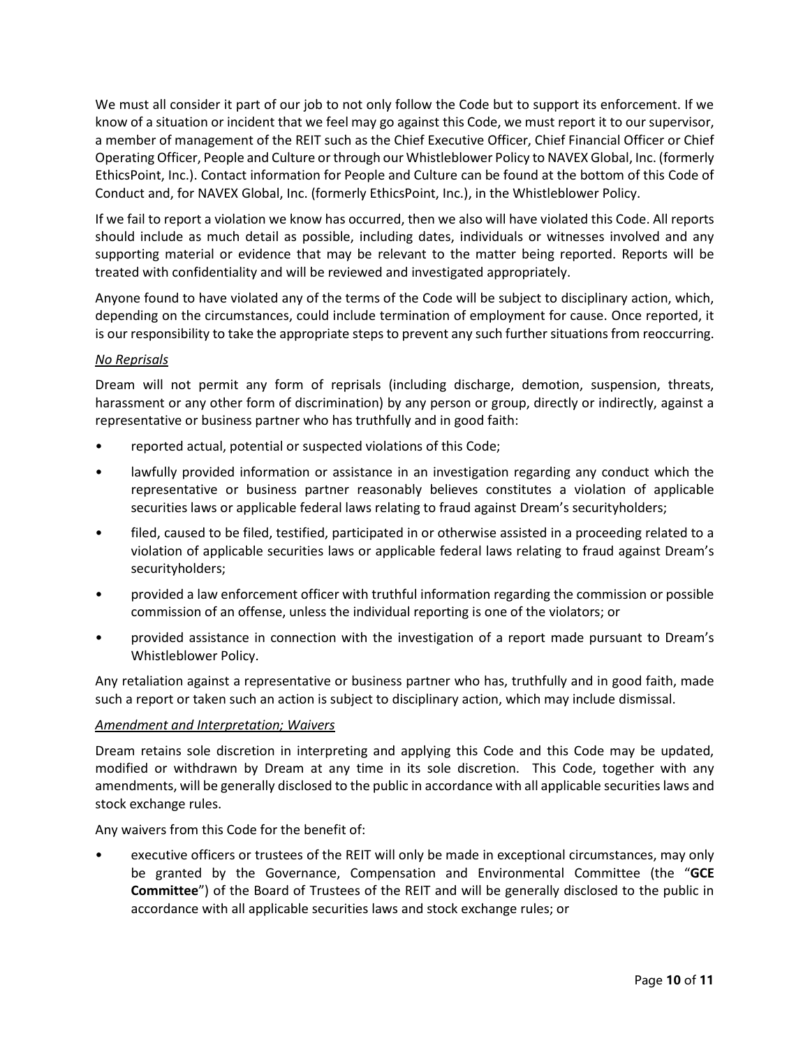We must all consider it part of our job to not only follow the Code but to support its enforcement. If we know of a situation or incident that we feel may go against this Code, we must report it to our supervisor, a member of management of the REIT such as the Chief Executive Officer, Chief Financial Officer or Chief Operating Officer, People and Culture or through our Whistleblower Policy to NAVEX Global, Inc. (formerly EthicsPoint, Inc.). Contact information for People and Culture can be found at the bottom of this Code of Conduct and, for NAVEX Global, Inc. (formerly EthicsPoint, Inc.), in the Whistleblower Policy.

If we fail to report a violation we know has occurred, then we also will have violated this Code. All reports should include as much detail as possible, including dates, individuals or witnesses involved and any supporting material or evidence that may be relevant to the matter being reported. Reports will be treated with confidentiality and will be reviewed and investigated appropriately.

Anyone found to have violated any of the terms of the Code will be subject to disciplinary action, which, depending on the circumstances, could include termination of employment for cause. Once reported, it is our responsibility to take the appropriate steps to prevent any such further situations from reoccurring.

*No Reprisals*

Dream will not permit any form of reprisals (including discharge, demotion, suspension, threats, harassment or any other form of discrimination) by any person or group, directly or indirectly, against a representative or business partner who has truthfully and in good faith:

- reported actual, potential or suspected violations of this Code;
- lawfully provided information or assistance in an investigation regarding any conduct which the representative or business partner reasonably believes constitutes a violation of applicable securities laws or applicable federal laws relating to fraud against Dream's securityholders;
- filed, caused to be filed, testified, participated in or otherwise assisted in a proceeding related to a violation of applicable securities laws or applicable federal laws relating to fraud against Dream's securityholders;
- provided a law enforcement officer with truthful information regarding the commission or possible commission of an offense, unless the individual reporting is one of the violators; or
- provided assistance in connection with the investigation of a report made pursuant to Dream's Whistleblower Policy.

Any retaliation against a representative or business partner who has, truthfully and in good faith, made such a report or taken such an action is subject to disciplinary action, which may include dismissal.

*Amendment and Interpretation; Waivers*

Dream retains sole discretion in interpreting and applying this Code and this Code may be updated, modified or withdrawn by Dream at any time in its sole discretion. This Code, together with any amendments, will be generally disclosed to the public in accordance with all applicable securities laws and stock exchange rules.

Any waivers from this Code for the benefit of:

- executive officers or trustees of the REIT will only be made in exceptional circumstances, may only be granted by the Governance, Compensation and Environmental Committee (the "**GCE Committee**") of the Board of Trustees of the REIT and will be generally disclosed to the public in accordance with all applicable securities laws and stock exchange rules; or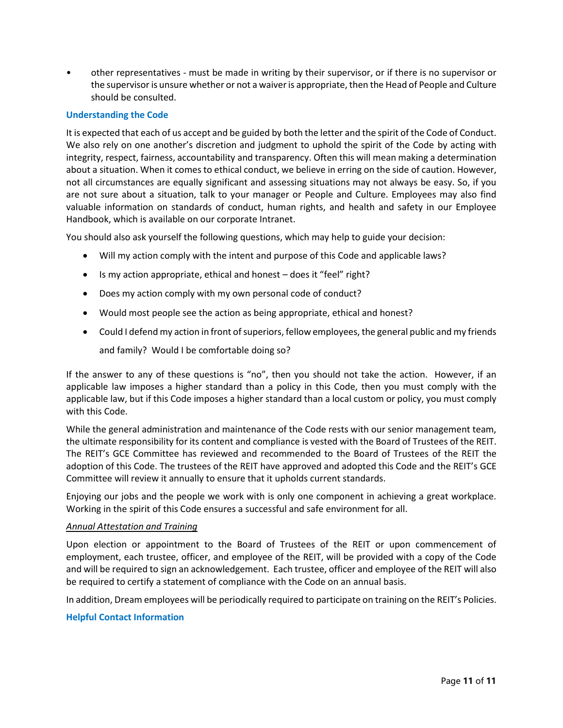- other representatives - must be made in writing by their supervisor, or if there is no supervisor or the supervisor is unsure whether or not a waiver is appropriate, then the Head of People and Culture should be consulted.

### Understanding the Code

It is expected that each of us accept and be guided by both the letter and the spirit of the Code of Conduct. We also rely on one another's discretion and judgment to uphold the spirit of the Code by acting with integrity, respect, fairness, accountability and transparency. Often this will mean making a determination about a situation. When it comes to ethical conduct, we believe in erring on the side of caution. However, not all circumstances are equally significant and assessing situations may not always be easy. So, if you are not sure about a situation, talk to your manager or People and Culture. Employees may also find valuable information on standards of conduct, human rights, and health and safety in our Employee Handbook, which is available on our corporate Intranet.

You should also ask yourself the following questions, which may help to guide your decision:

- Will my action comply with the intent and purpose of this Code and applicable laws?
- Is my action appropriate, ethical and honest – does it "feel" right?
- Does my action comply with my own personal code of conduct?
- Would most people see the action as being appropriate, ethical and honest?
- Could I defend my action in front of superiors, fellow employees, the general public and my friends and family? Would I be comfortable doing so?

If the answer to any of these questions is "no", then you should not take the action. However, if an applicable law imposes a higher standard than a policy in this Code, then you must comply with the applicable law, but if this Code imposes a higher standard than a local custom or policy, you must comply with this Code.

While the general administration and maintenance of the Code rests with our senior management team, the ultimate responsibility for its content and compliance is vested with the Board of Trustees of the REIT. The REIT's GCE Committee has reviewed and recommended to the Board of Trustees of the REIT the adoption of this Code. The trustees of the REIT have approved and adopted this Code and the REIT's GCE Committee will review it annually to ensure that it upholds current standards.

Enjoying our jobs and the people we work with is only one component in achieving a great workplace. Working in the spirit of this Code ensures a successful and safe environment for all.

#### *Annual Attestation and Training*

Upon election or appointment to the Board of Trustees of the REIT or upon commencement of employment, each trustee, officer, and employee of the REIT, will be provided with a copy of the Code and will be required to sign an acknowledgement. Each trustee, officer and employee of the REIT will also be required to certify a statement of compliance with the Code on an annual basis.

In addition, Dream employees will be periodically required to participate on training on the REIT's Policies.

### Helpful Contact Information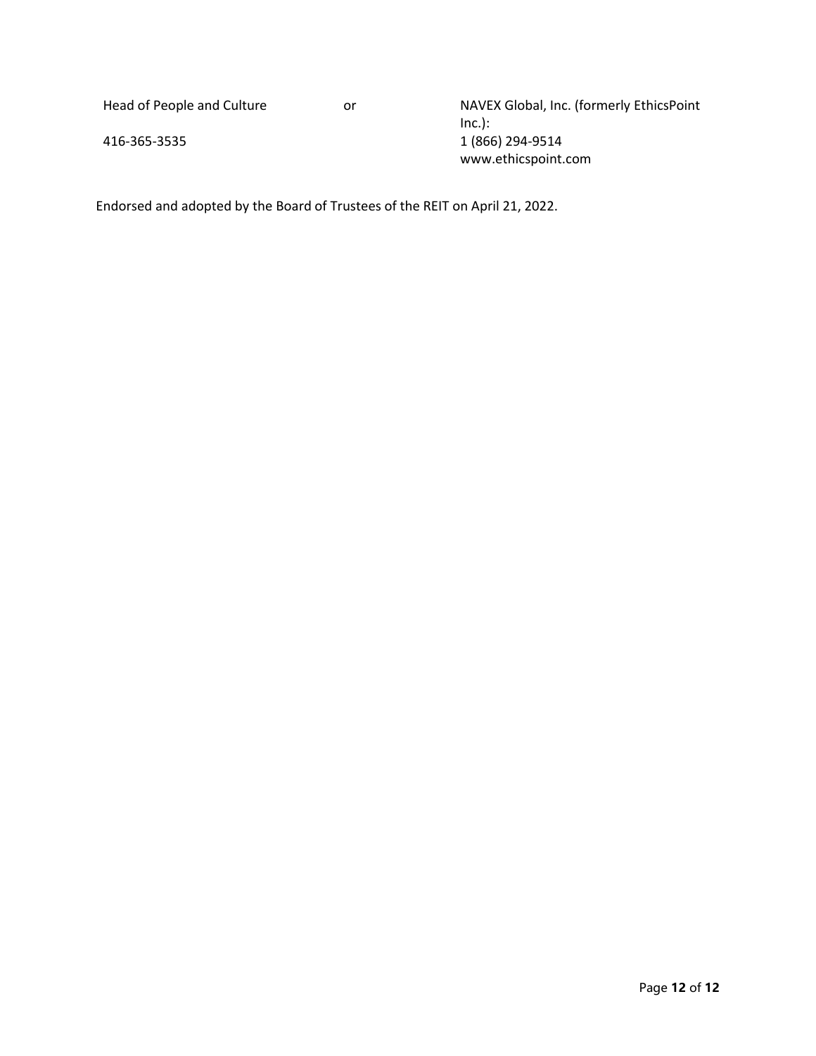| | | |
|---|---|---|
| Head of People and Culture | or | NAVEX Global, Inc. (formerly EthicsPoint Inc.): |
| 416-365-3535 | | 1 (866) 294-9514<br>www.ethicspoint.com |

Endorsed and adopted by the Board of Trustees of the REIT on April 21, 2022.